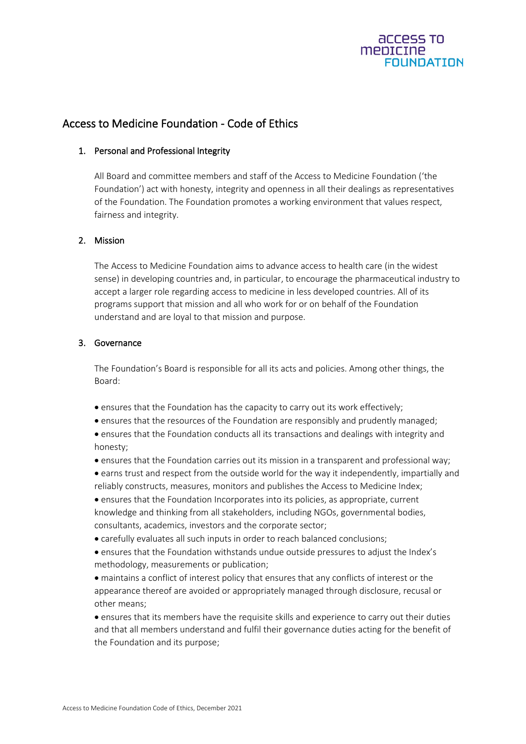# Access to Medicine Foundation - Code of Ethics

## 1. Personal and Professional Integrity

All Board and committee members and staff of the Access to Medicine Foundation ('the Foundation') act with honesty, integrity and openness in all their dealings as representatives of the Foundation. The Foundation promotes a working environment that values respect, fairness and integrity.

## 2. Mission

The Access to Medicine Foundation aims to advance access to health care (in the widest sense) in developing countries and, in particular, to encourage the pharmaceutical industry to accept a larger role regarding access to medicine in less developed countries. All of its programs support that mission and all who work for or on behalf of the Foundation understand and are loyal to that mission and purpose.

## 3. Governance

The Foundation's Board is responsible for all its acts and policies. Among other things, the Board:

- ensures that the Foundation has the capacity to carry out its work effectively;
- ensures that the resources of the Foundation are responsibly and prudently managed;
- ensures that the Foundation conducts all its transactions and dealings with integrity and honesty;
- ensures that the Foundation carries out its mission in a transparent and professional way;
- earns trust and respect from the outside world for the way it independently, impartially and reliably constructs, measures, monitors and publishes the Access to Medicine Index;
- ensures that the Foundation Incorporates into its policies, as appropriate, current knowledge and thinking from all stakeholders, including NGOs, governmental bodies, consultants, academics, investors and the corporate sector;
- carefully evaluates all such inputs in order to reach balanced conclusions;
- ensures that the Foundation withstands undue outside pressures to adjust the Index's methodology, measurements or publication;
- maintains a conflict of interest policy that ensures that any conflicts of interest or the appearance thereof are avoided or appropriately managed through disclosure, recusal or other means;
- ensures that its members have the requisite skills and experience to carry out their duties and that all members understand and fulfil their governance duties acting for the benefit of the Foundation and its purpose;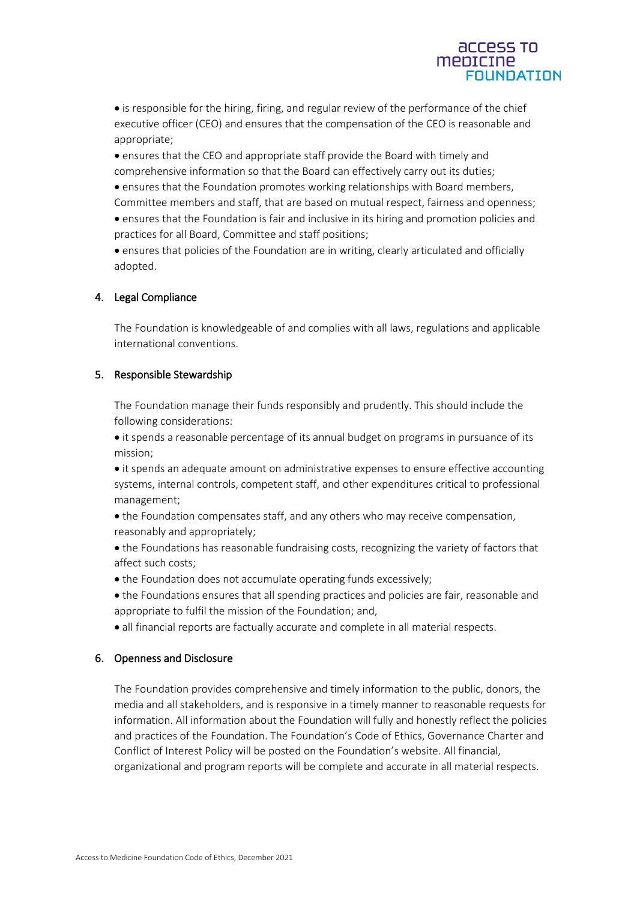- is responsible for the hiring, firing, and regular review of the performance of the chief executive officer (CEO) and ensures that the compensation of the CEO is reasonable and appropriate;
- ensures that the CEO and appropriate staff provide the Board with timely and comprehensive information so that the Board can effectively carry out its duties;
- ensures that the Foundation promotes working relationships with Board members, Committee members and staff, that are based on mutual respect, fairness and openness;
- ensures that the Foundation is fair and inclusive in its hiring and promotion policies and practices for all Board, Committee and staff positions;
- ensures that policies of the Foundation are in writing, clearly articulated and officially adopted.

## 4. Legal Compliance

The Foundation is knowledgeable of and complies with all laws, regulations and applicable international conventions.

## 5. Responsible Stewardship

The Foundation manage their funds responsibly and prudently. This should include the following considerations:

- it spends a reasonable percentage of its annual budget on programs in pursuance of its mission;
- it spends an adequate amount on administrative expenses to ensure effective accounting systems, internal controls, competent staff, and other expenditures critical to professional management;
- the Foundation compensates staff, and any others who may receive compensation, reasonably and appropriately;
- the Foundations has reasonable fundraising costs, recognizing the variety of factors that affect such costs;
- the Foundation does not accumulate operating funds excessively;
- the Foundations ensures that all spending practices and policies are fair, reasonable and appropriate to fulfil the mission of the Foundation; and,
- all financial reports are factually accurate and complete in all material respects.

## 6. Openness and Disclosure

The Foundation provides comprehensive and timely information to the public, donors, the media and all stakeholders, and is responsive in a timely manner to reasonable requests for information. All information about the Foundation will fully and honestly reflect the policies and practices of the Foundation. The Foundation's Code of Ethics, Governance Charter and Conflict of Interest Policy will be posted on the Foundation's website. All financial, organizational and program reports will be complete and accurate in all material respects.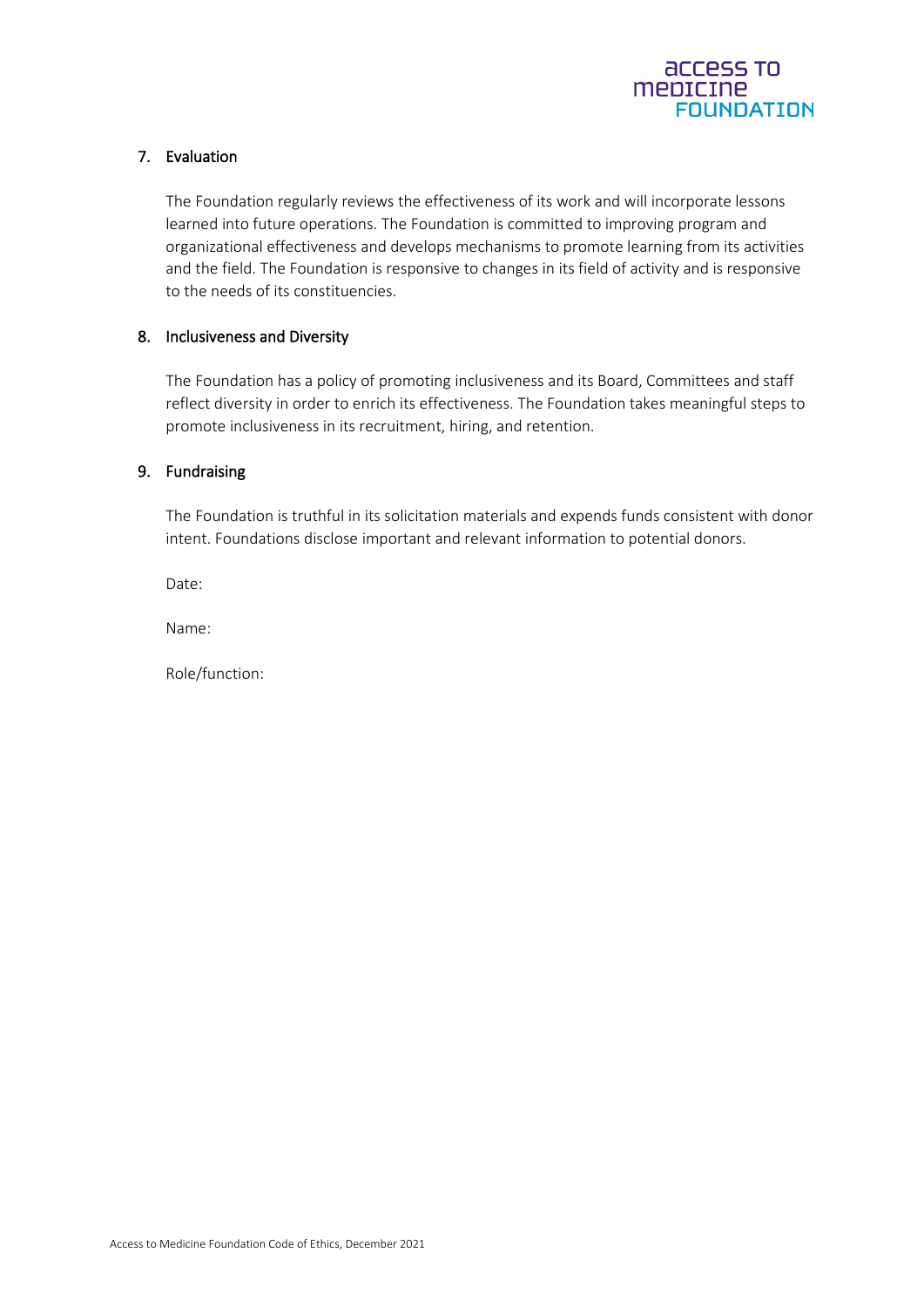## 7. Evaluation

The Foundation regularly reviews the effectiveness of its work and will incorporate lessons learned into future operations. The Foundation is committed to improving program and organizational effectiveness and develops mechanisms to promote learning from its activities and the field. The Foundation is responsive to changes in its field of activity and is responsive to the needs of its constituencies.

## 8. Inclusiveness and Diversity

The Foundation has a policy of promoting inclusiveness and its Board, Committees and staff reflect diversity in order to enrich its effectiveness. The Foundation takes meaningful steps to promote inclusiveness in its recruitment, hiring, and retention.

## 9. Fundraising

The Foundation is truthful in its solicitation materials and expends funds consistent with donor intent. Foundations disclose important and relevant information to potential donors.

Date:

Name:

Role/function: